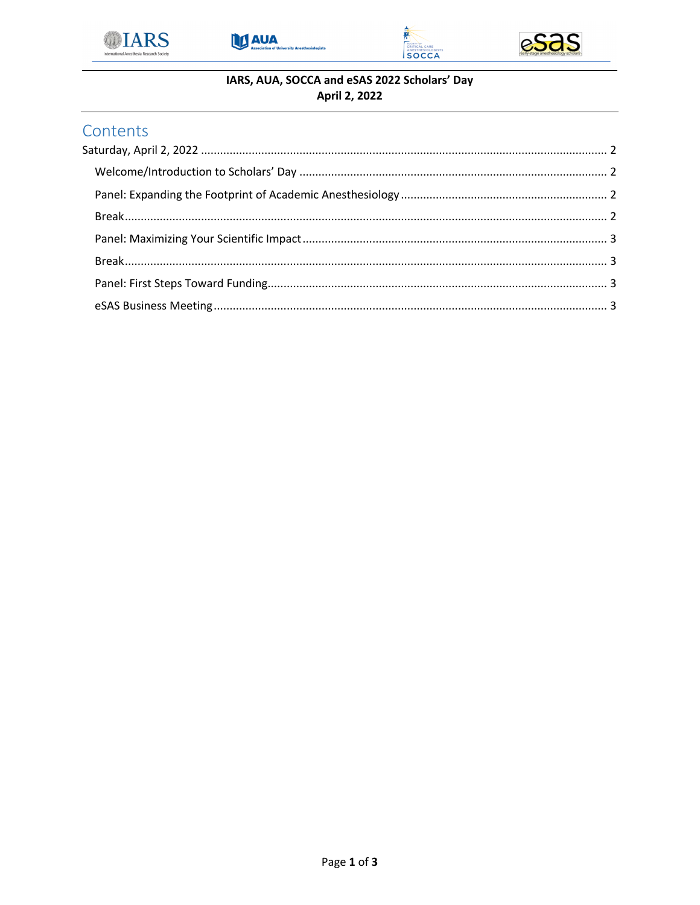**IARS, AUA, SOCCA and eSAS 2022 Scholars' Day**
**April 2, 2022**

# Contents

Saturday, April 2, 2022 ........ 2

- Welcome/Introduction to Scholars' Day ........ 2
- Panel: Expanding the Footprint of Academic Anesthesiology ........ 2
- Break ........ 2
- Panel: Maximizing Your Scientific Impact ........ 3
- Break ........ 3
- Panel: First Steps Toward Funding ........ 3
- eSAS Business Meeting ........ 3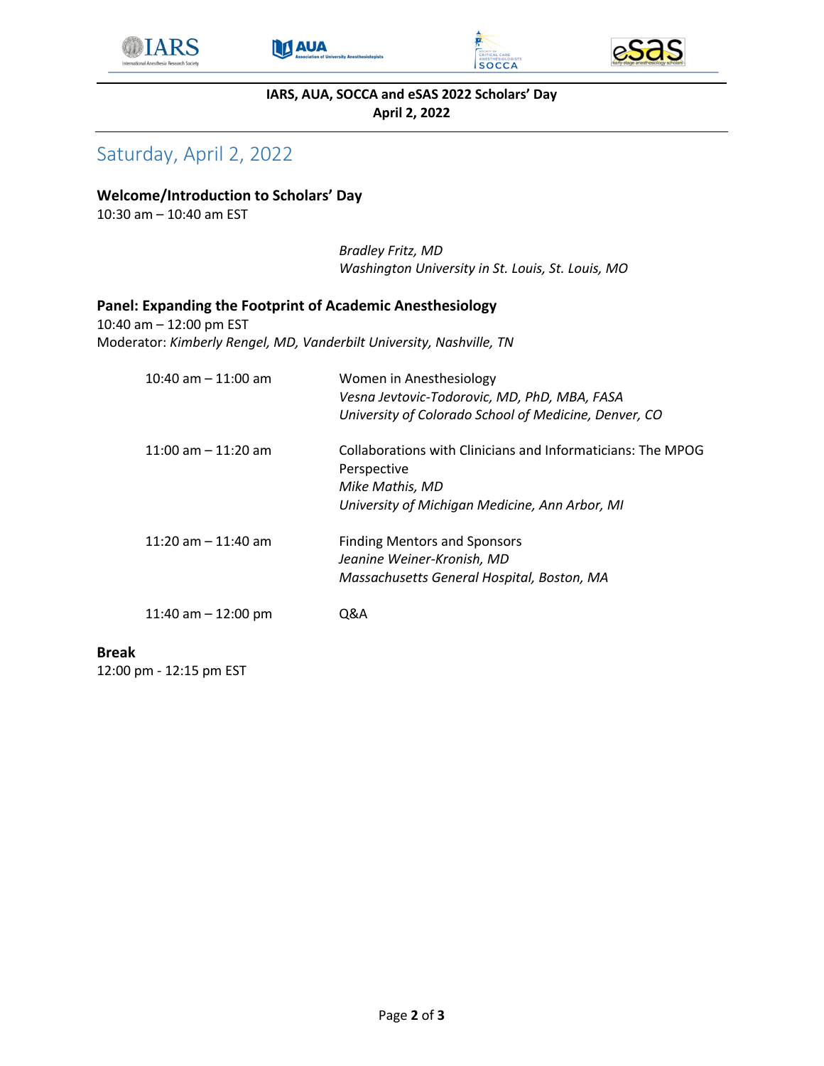**IARS, AUA, SOCCA and eSAS 2022 Scholars' Day**
**April 2, 2022**

## Saturday, April 2, 2022

### Welcome/Introduction to Scholars' Day

10:30 am – 10:40 am EST

*Bradley Fritz, MD*
*Washington University in St. Louis, St. Louis, MO*

### Panel: Expanding the Footprint of Academic Anesthesiology

10:40 am – 12:00 pm EST
Moderator: *Kimberly Rengel, MD, Vanderbilt University, Nashville, TN*

10:40 am – 11:00 am
Women in Anesthesiology
*Vesna Jevtovic-Todorovic, MD, PhD, MBA, FASA*
*University of Colorado School of Medicine, Denver, CO*

11:00 am – 11:20 am
Collaborations with Clinicians and Informaticians: The MPOG Perspective
*Mike Mathis, MD*
*University of Michigan Medicine, Ann Arbor, MI*

11:20 am – 11:40 am
Finding Mentors and Sponsors
*Jeanine Weiner-Kronish, MD*
*Massachusetts General Hospital, Boston, MA*

11:40 am – 12:00 pm
Q&A

### Break

12:00 pm - 12:15 pm EST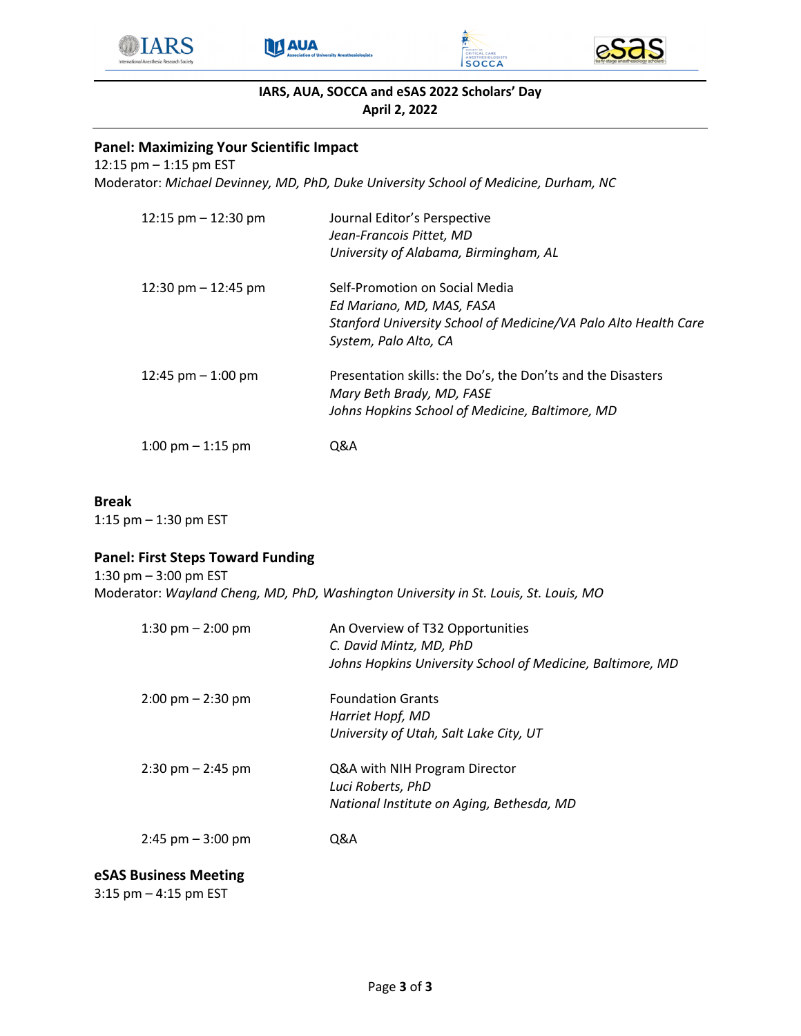**IARS, AUA, SOCCA and eSAS 2022 Scholars' Day**
**April 2, 2022**

## Panel: Maximizing Your Scientific Impact

12:15 pm – 1:15 pm EST
Moderator: *Michael Devinney, MD, PhD, Duke University School of Medicine, Durham, NC*

| | |
|---|---|
| 12:15 pm – 12:30 pm | Journal Editor's Perspective<br>*Jean-Francois Pittet, MD*<br>*University of Alabama, Birmingham, AL* |
| 12:30 pm – 12:45 pm | Self-Promotion on Social Media<br>*Ed Mariano, MD, MAS, FASA*<br>*Stanford University School of Medicine/VA Palo Alto Health Care System, Palo Alto, CA* |
| 12:45 pm – 1:00 pm | Presentation skills: the Do's, the Don'ts and the Disasters<br>*Mary Beth Brady, MD, FASE*<br>*Johns Hopkins School of Medicine, Baltimore, MD* |
| 1:00 pm – 1:15 pm | Q&A |

## Break

1:15 pm – 1:30 pm EST

## Panel: First Steps Toward Funding

1:30 pm – 3:00 pm EST
Moderator: *Wayland Cheng, MD, PhD, Washington University in St. Louis, St. Louis, MO*

| | |
|---|---|
| 1:30 pm – 2:00 pm | An Overview of T32 Opportunities<br>*C. David Mintz, MD, PhD*<br>*Johns Hopkins University School of Medicine, Baltimore, MD* |
| 2:00 pm – 2:30 pm | Foundation Grants<br>*Harriet Hopf, MD*<br>*University of Utah, Salt Lake City, UT* |
| 2:30 pm – 2:45 pm | Q&A with NIH Program Director<br>*Luci Roberts, PhD*<br>*National Institute on Aging, Bethesda, MD* |
| 2:45 pm – 3:00 pm | Q&A |

## eSAS Business Meeting

3:15 pm – 4:15 pm EST